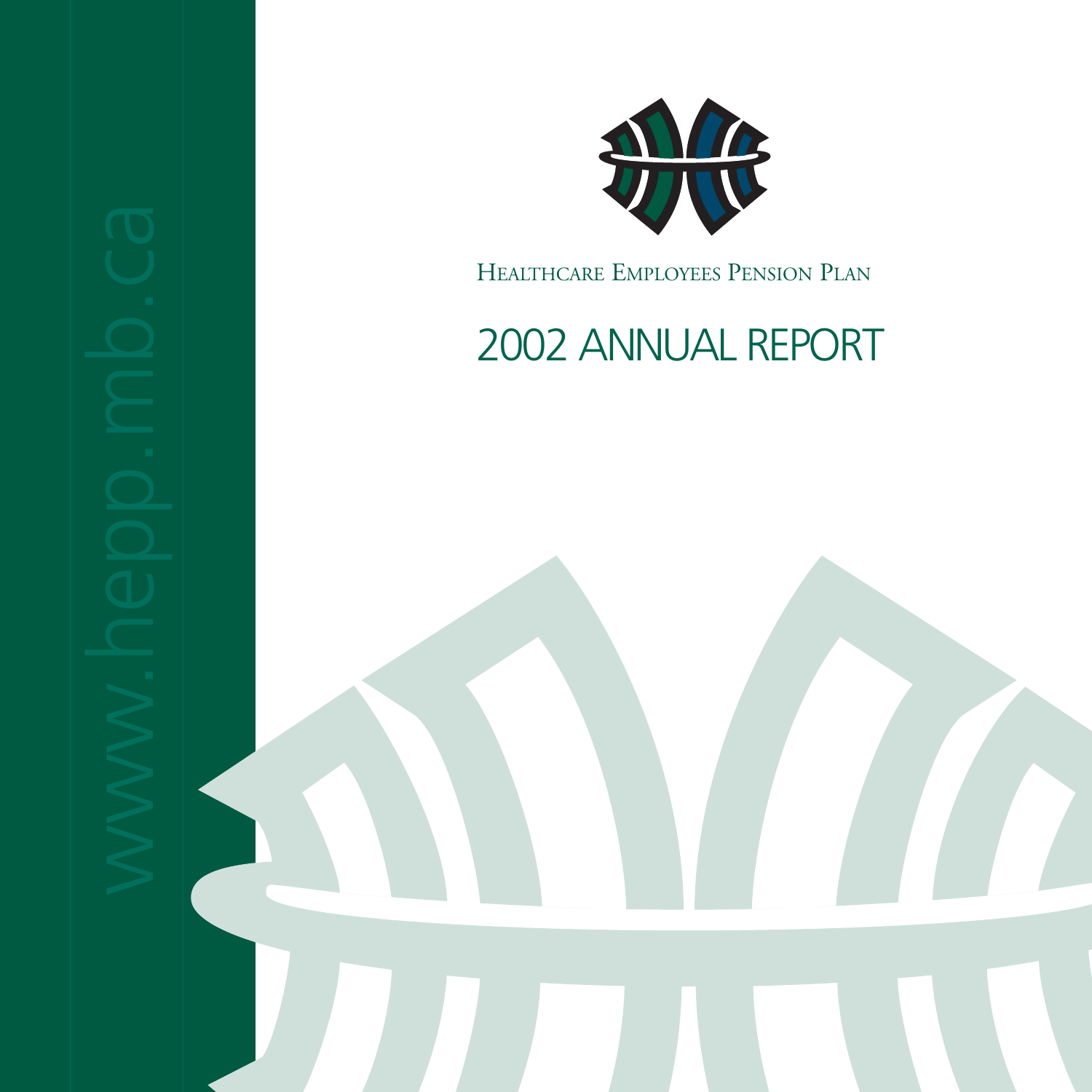www.hepp.mb.ca

HEALTHCARE EMPLOYEES PENSION PLAN

# 2002 ANNUAL REPORT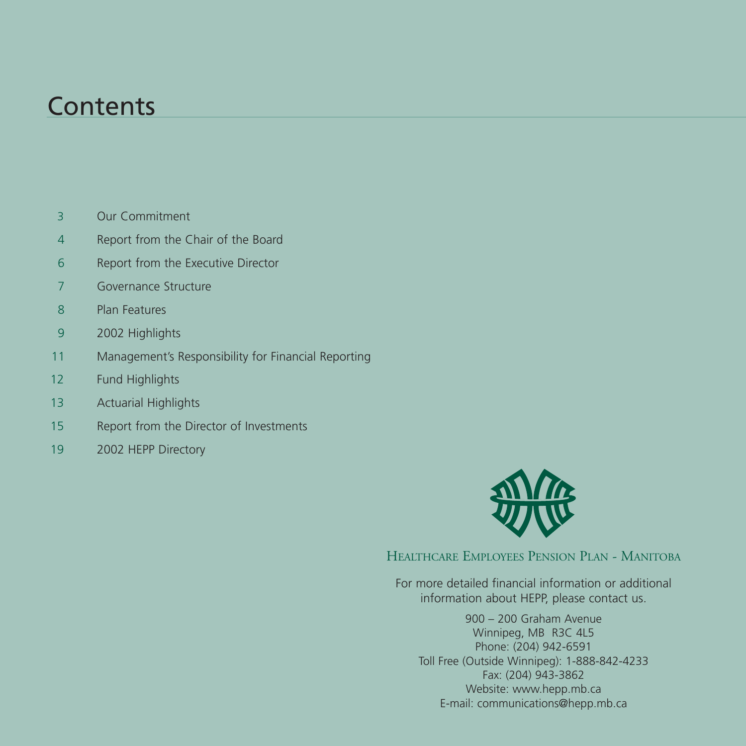# Contents

| | |
|---|---|
| 3 | Our Commitment |
| 4 | Report from the Chair of the Board |
| 6 | Report from the Executive Director |
| 7 | Governance Structure |
| 8 | Plan Features |
| 9 | 2002 Highlights |
| 11 | Management's Responsibility for Financial Reporting |
| 12 | Fund Highlights |
| 13 | Actuarial Highlights |
| 15 | Report from the Director of Investments |
| 19 | 2002 HEPP Directory |

HEALTHCARE EMPLOYEES PENSION PLAN - MANITOBA

For more detailed financial information or additional information about HEPP, please contact us.

900 – 200 Graham Avenue
Winnipeg, MB R3C 4L5
Phone: (204) 942-6591
Toll Free (Outside Winnipeg): 1-888-842-4233
Fax: (204) 943-3862
Website: www.hepp.mb.ca
E-mail: communications@hepp.mb.ca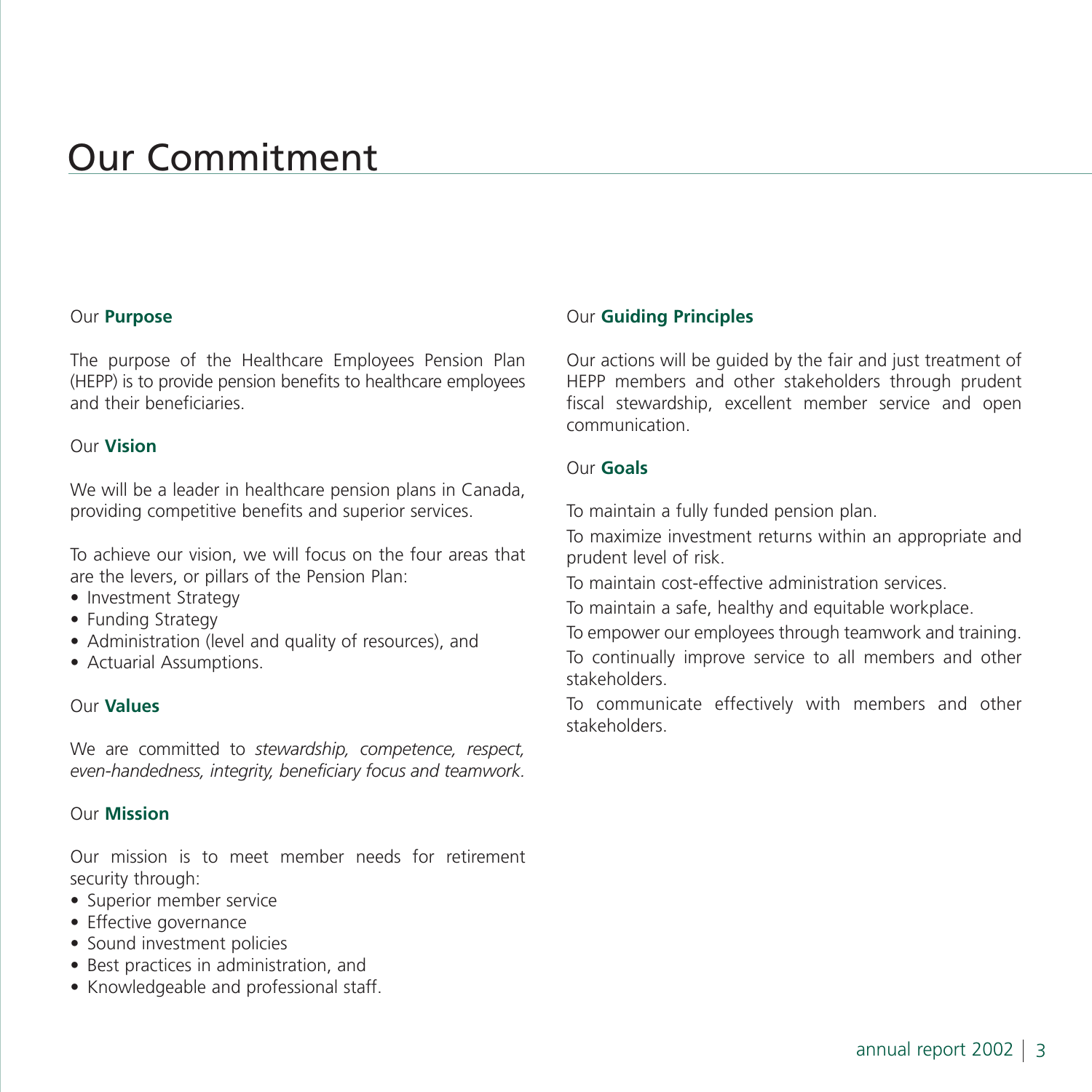# Our Commitment

## Our **Purpose**

The purpose of the Healthcare Employees Pension Plan (HEPP) is to provide pension benefits to healthcare employees and their beneficiaries.

## Our **Vision**

We will be a leader in healthcare pension plans in Canada, providing competitive benefits and superior services.

To achieve our vision, we will focus on the four areas that are the levers, or pillars of the Pension Plan:

- Investment Strategy
- Funding Strategy
- Administration (level and quality of resources), and
- Actuarial Assumptions.

## Our **Values**

We are committed to *stewardship, competence, respect, even-handedness, integrity, beneficiary focus and teamwork.*

## Our **Mission**

Our mission is to meet member needs for retirement security through:

- Superior member service
- Effective governance
- Sound investment policies
- Best practices in administration, and
- Knowledgeable and professional staff.

## Our **Guiding Principles**

Our actions will be guided by the fair and just treatment of HEPP members and other stakeholders through prudent fiscal stewardship, excellent member service and open communication.

## Our **Goals**

To maintain a fully funded pension plan.

To maximize investment returns within an appropriate and prudent level of risk.

To maintain cost-effective administration services.

To maintain a safe, healthy and equitable workplace.

To empower our employees through teamwork and training.

To continually improve service to all members and other stakeholders.

To communicate effectively with members and other stakeholders.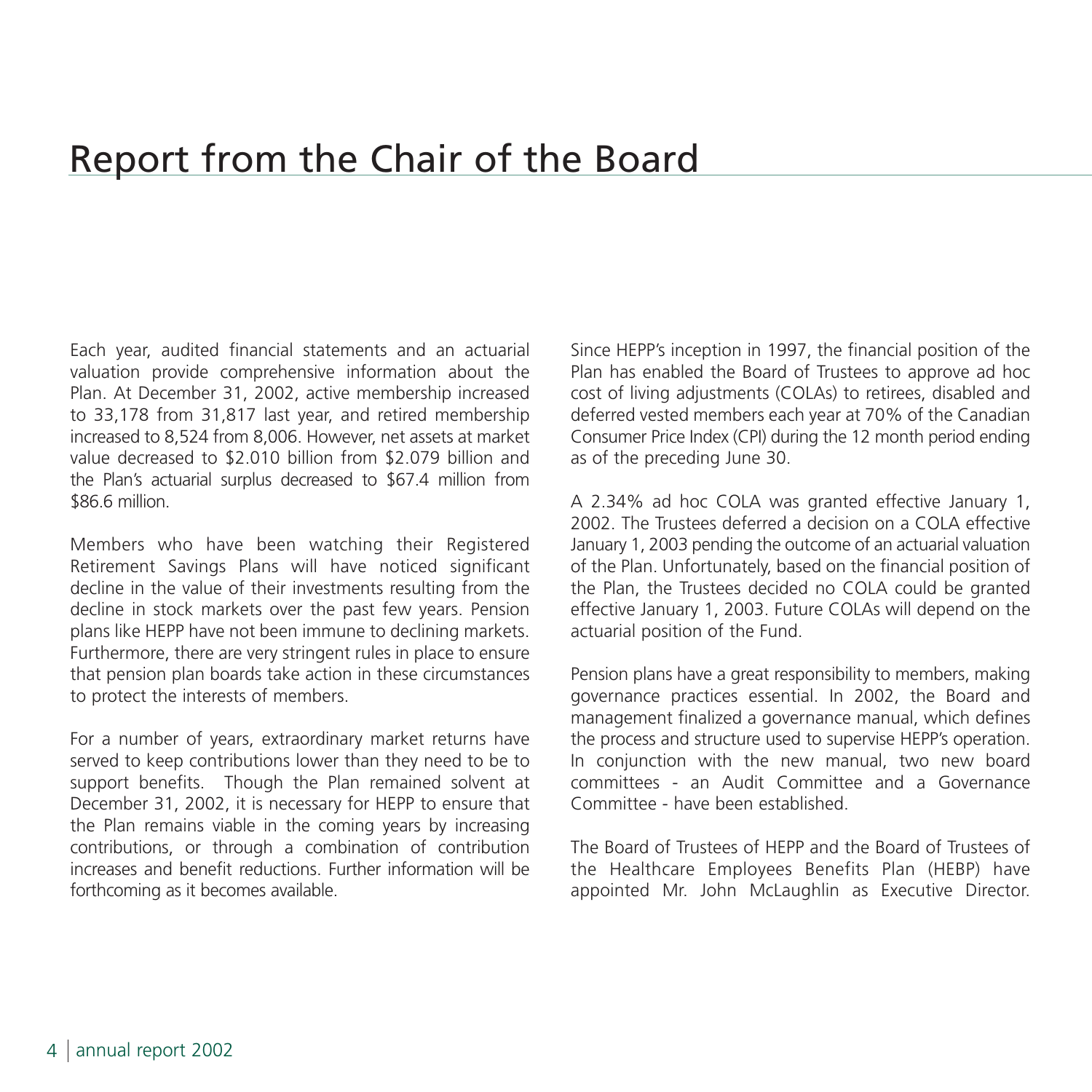# Report from the Chair of the Board

Each year, audited financial statements and an actuarial valuation provide comprehensive information about the Plan. At December 31, 2002, active membership increased to 33,178 from 31,817 last year, and retired membership increased to 8,524 from 8,006. However, net assets at market value decreased to $2.010 billion from $2.079 billion and the Plan's actuarial surplus decreased to $67.4 million from $86.6 million.

Members who have been watching their Registered Retirement Savings Plans will have noticed significant decline in the value of their investments resulting from the decline in stock markets over the past few years. Pension plans like HEPP have not been immune to declining markets. Furthermore, there are very stringent rules in place to ensure that pension plan boards take action in these circumstances to protect the interests of members.

For a number of years, extraordinary market returns have served to keep contributions lower than they need to be to support benefits. Though the Plan remained solvent at December 31, 2002, it is necessary for HEPP to ensure that the Plan remains viable in the coming years by increasing contributions, or through a combination of contribution increases and benefit reductions. Further information will be forthcoming as it becomes available.

Since HEPP's inception in 1997, the financial position of the Plan has enabled the Board of Trustees to approve ad hoc cost of living adjustments (COLAs) to retirees, disabled and deferred vested members each year at 70% of the Canadian Consumer Price Index (CPI) during the 12 month period ending as of the preceding June 30.

A 2.34% ad hoc COLA was granted effective January 1, 2002. The Trustees deferred a decision on a COLA effective January 1, 2003 pending the outcome of an actuarial valuation of the Plan. Unfortunately, based on the financial position of the Plan, the Trustees decided no COLA could be granted effective January 1, 2003. Future COLAs will depend on the actuarial position of the Fund.

Pension plans have a great responsibility to members, making governance practices essential. In 2002, the Board and management finalized a governance manual, which defines the process and structure used to supervise HEPP's operation. In conjunction with the new manual, two new board committees - an Audit Committee and a Governance Committee - have been established.

The Board of Trustees of HEPP and the Board of Trustees of the Healthcare Employees Benefits Plan (HEBP) have appointed Mr. John McLaughlin as Executive Director.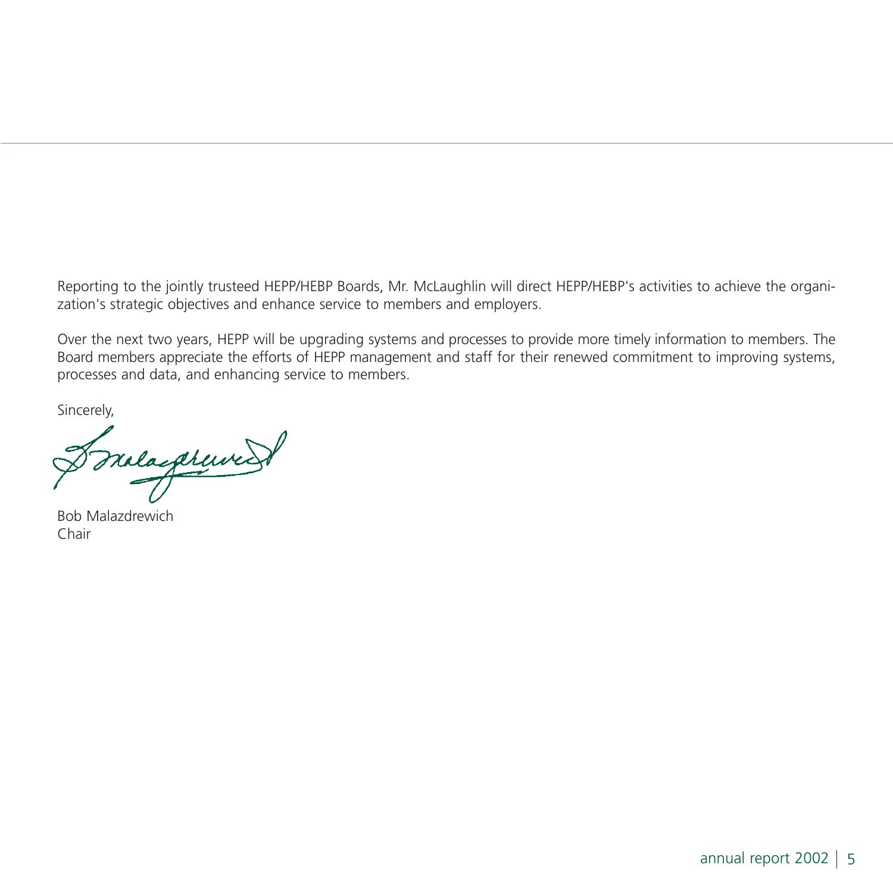Reporting to the jointly trusteed HEPP/HEBP Boards, Mr. McLaughlin will direct HEPP/HEBP's activities to achieve the organization's strategic objectives and enhance service to members and employers.

Over the next two years, HEPP will be upgrading systems and processes to provide more timely information to members. The Board members appreciate the efforts of HEPP management and staff for their renewed commitment to improving systems, processes and data, and enhancing service to members.

Sincerely,

Bob Malazdrewich
Chair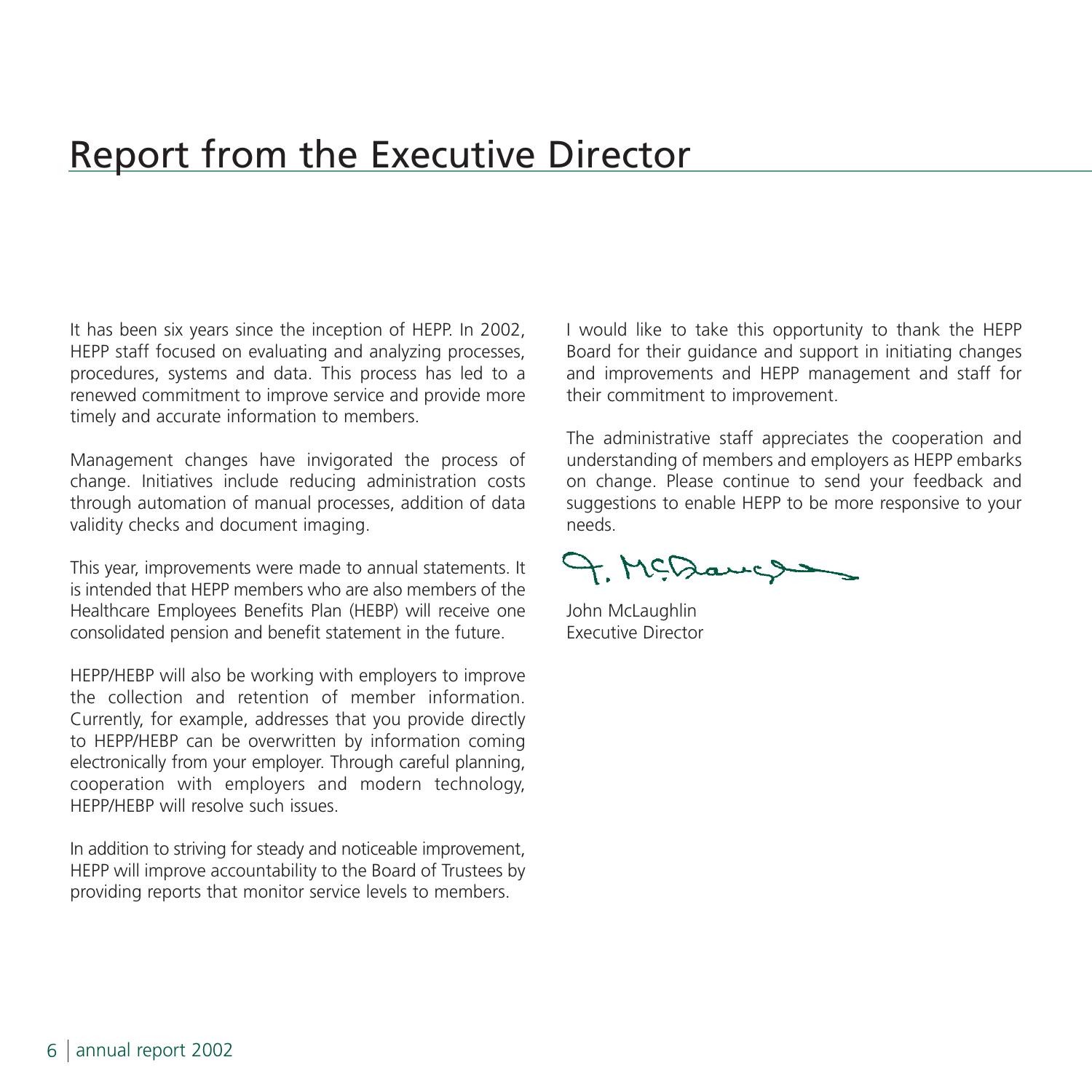# Report from the Executive Director

It has been six years since the inception of HEPP. In 2002, HEPP staff focused on evaluating and analyzing processes, procedures, systems and data. This process has led to a renewed commitment to improve service and provide more timely and accurate information to members.

Management changes have invigorated the process of change. Initiatives include reducing administration costs through automation of manual processes, addition of data validity checks and document imaging.

This year, improvements were made to annual statements. It is intended that HEPP members who are also members of the Healthcare Employees Benefits Plan (HEBP) will receive one consolidated pension and benefit statement in the future.

HEPP/HEBP will also be working with employers to improve the collection and retention of member information. Currently, for example, addresses that you provide directly to HEPP/HEBP can be overwritten by information coming electronically from your employer. Through careful planning, cooperation with employers and modern technology, HEPP/HEBP will resolve such issues.

In addition to striving for steady and noticeable improvement, HEPP will improve accountability to the Board of Trustees by providing reports that monitor service levels to members.

I would like to take this opportunity to thank the HEPP Board for their guidance and support in initiating changes and improvements and HEPP management and staff for their commitment to improvement.

The administrative staff appreciates the cooperation and understanding of members and employers as HEPP embarks on change. Please continue to send your feedback and suggestions to enable HEPP to be more responsive to your needs.

John McLaughlin
Executive Director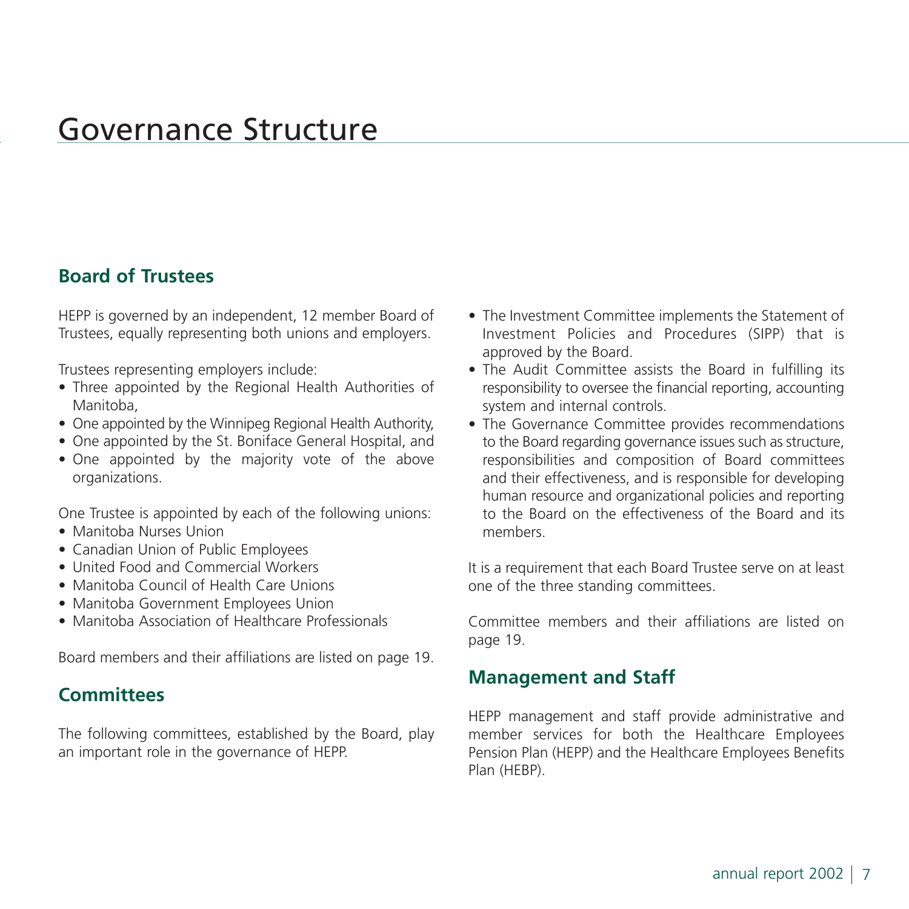# Governance Structure

## Board of Trustees

HEPP is governed by an independent, 12 member Board of Trustees, equally representing both unions and employers.

Trustees representing employers include:

- Three appointed by the Regional Health Authorities of Manitoba,
- One appointed by the Winnipeg Regional Health Authority,
- One appointed by the St. Boniface General Hospital, and
- One appointed by the majority vote of the above organizations.

One Trustee is appointed by each of the following unions:

- Manitoba Nurses Union
- Canadian Union of Public Employees
- United Food and Commercial Workers
- Manitoba Council of Health Care Unions
- Manitoba Government Employees Union
- Manitoba Association of Healthcare Professionals

Board members and their affiliations are listed on page 19.

## Committees

The following committees, established by the Board, play an important role in the governance of HEPP.

- The Investment Committee implements the Statement of Investment Policies and Procedures (SIPP) that is approved by the Board.
- The Audit Committee assists the Board in fulfilling its responsibility to oversee the financial reporting, accounting system and internal controls.
- The Governance Committee provides recommendations to the Board regarding governance issues such as structure, responsibilities and composition of Board committees and their effectiveness, and is responsible for developing human resource and organizational policies and reporting to the Board on the effectiveness of the Board and its members.

It is a requirement that each Board Trustee serve on at least one of the three standing committees.

Committee members and their affiliations are listed on page 19.

## Management and Staff

HEPP management and staff provide administrative and member services for both the Healthcare Employees Pension Plan (HEPP) and the Healthcare Employees Benefits Plan (HEBP).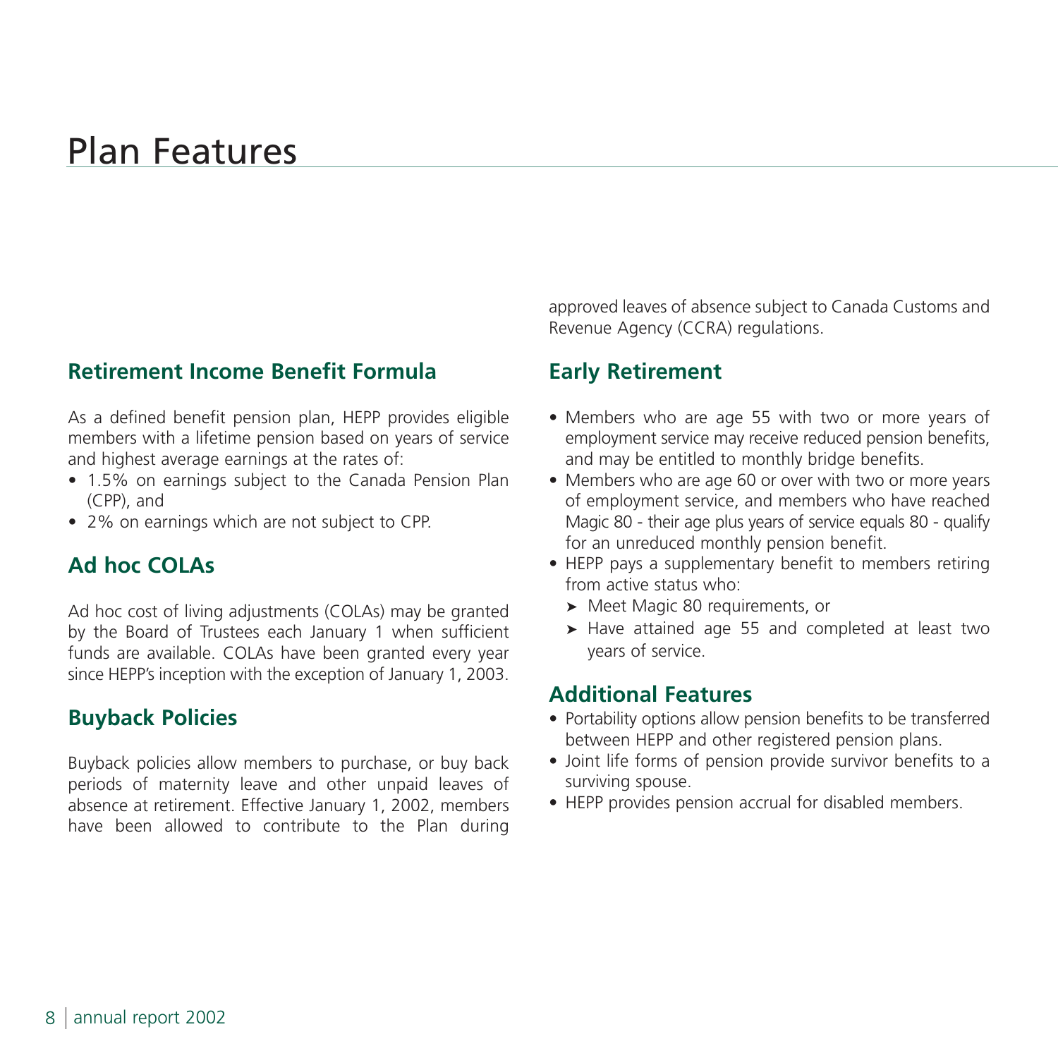# Plan Features

## Retirement Income Benefit Formula

As a defined benefit pension plan, HEPP provides eligible members with a lifetime pension based on years of service and highest average earnings at the rates of:

- 1.5% on earnings subject to the Canada Pension Plan (CPP), and
- 2% on earnings which are not subject to CPP.

## Ad hoc COLAs

Ad hoc cost of living adjustments (COLAs) may be granted by the Board of Trustees each January 1 when sufficient funds are available. COLAs have been granted every year since HEPP's inception with the exception of January 1, 2003.

## Buyback Policies

Buyback policies allow members to purchase, or buy back periods of maternity leave and other unpaid leaves of absence at retirement. Effective January 1, 2002, members have been allowed to contribute to the Plan during approved leaves of absence subject to Canada Customs and Revenue Agency (CCRA) regulations.

## Early Retirement

- Members who are age 55 with two or more years of employment service may receive reduced pension benefits, and may be entitled to monthly bridge benefits.
- Members who are age 60 or over with two or more years of employment service, and members who have reached Magic 80 - their age plus years of service equals 80 - qualify for an unreduced monthly pension benefit.
- HEPP pays a supplementary benefit to members retiring from active status who:
  - Meet Magic 80 requirements, or
  - Have attained age 55 and completed at least two years of service.

## Additional Features

- Portability options allow pension benefits to be transferred between HEPP and other registered pension plans.
- Joint life forms of pension provide survivor benefits to a surviving spouse.
- HEPP provides pension accrual for disabled members.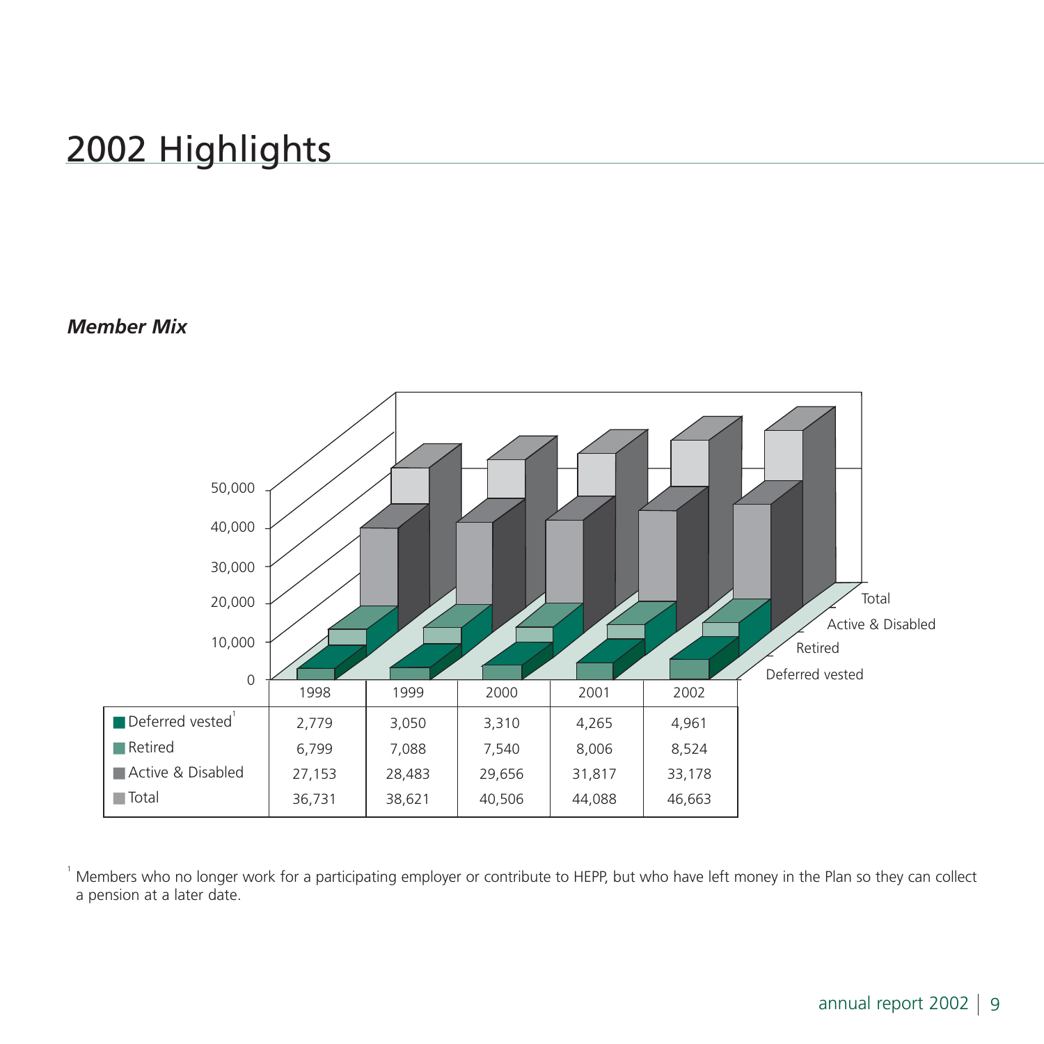# 2002 Highlights

***Member Mix***

| | 1998 | 1999 | 2000 | 2001 | 2002 |
|---|---|---|---|---|---|
| Deferred vested[1] | 2,779 | 3,050 | 3,310 | 4,265 | 4,961 |
| Retired | 6,799 | 7,088 | 7,540 | 8,006 | 8,524 |
| Active & Disabled | 27,153 | 28,483 | 29,656 | 31,817 | 33,178 |
| Total | 36,731 | 38,621 | 40,506 | 44,088 | 46,663 |

[1] Members who no longer work for a participating employer or contribute to HEPP, but who have left money in the Plan so they can collect a pension at a later date.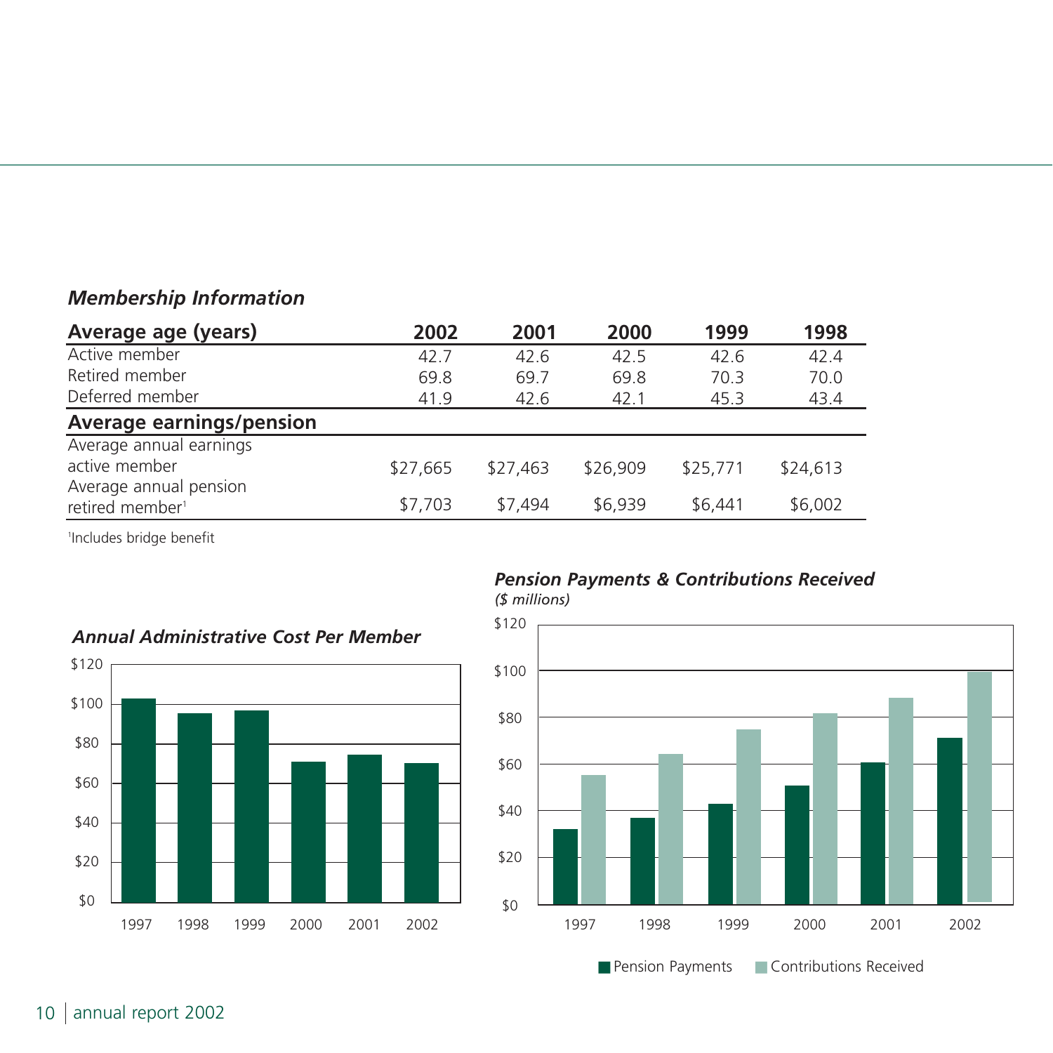### *Membership Information*

| Average age (years) | 2002 | 2001 | 2000 | 1999 | 1998 |
|---|---|---|---|---|---|
| Active member | 42.7 | 42.6 | 42.5 | 42.6 | 42.4 |
| Retired member | 69.8 | 69.7 | 69.8 | 70.3 | 70.0 |
| Deferred member | 41.9 | 42.6 | 42.1 | 45.3 | 43.4 |
| **Average earnings/pension** | | | | | |
| Average annual earnings active member | $27,665 | $27,463 | $26,909 | $25,771 | $24,613 |
| Average annual pension retired member[1] | $7,703 | $7,494 | $6,939 | $6,441 | $6,002 |

[1]Includes bridge benefit

### *Annual Administrative Cost Per Member*

### *Pension Payments & Contributions Received*
*($ millions)*

Pension Payments | Contributions Received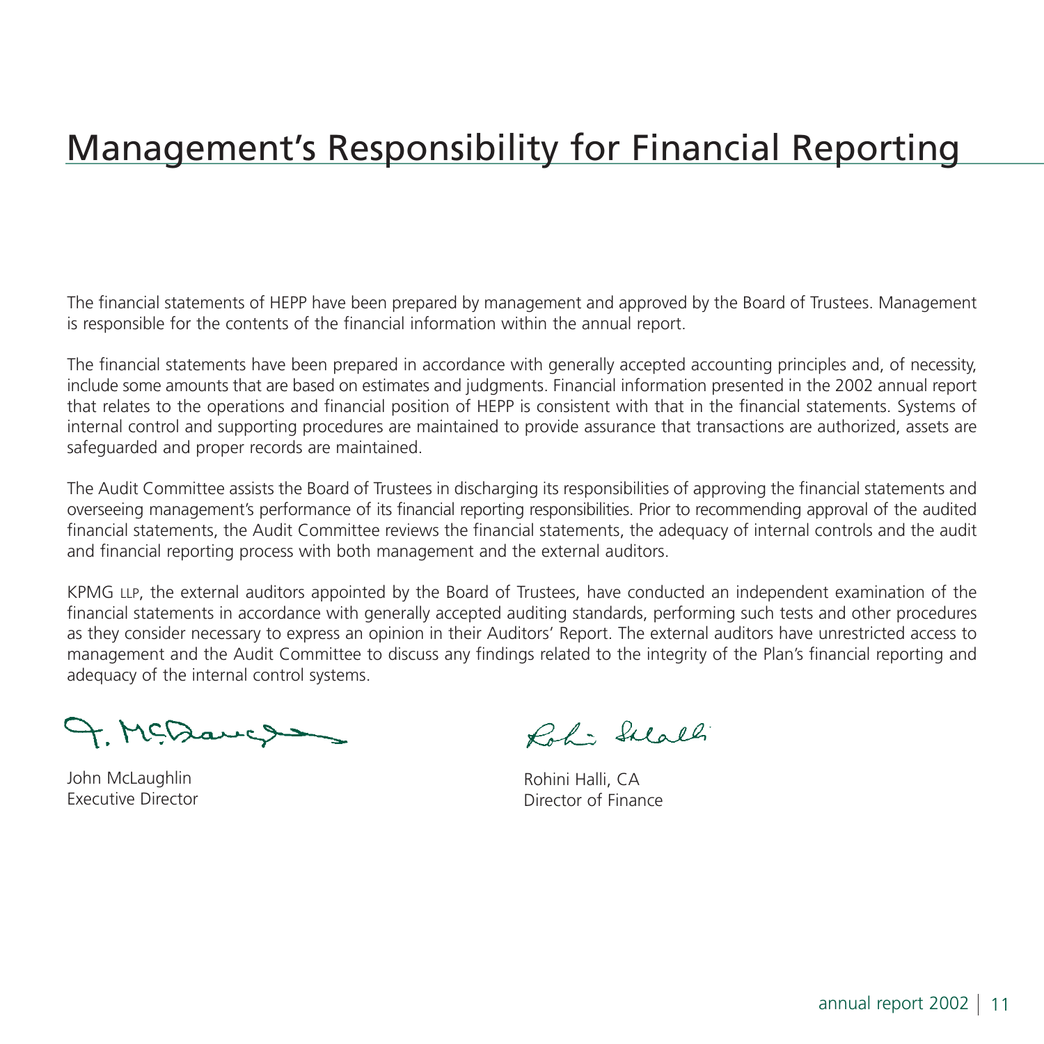# Management's Responsibility for Financial Reporting

The financial statements of HEPP have been prepared by management and approved by the Board of Trustees. Management is responsible for the contents of the financial information within the annual report.

The financial statements have been prepared in accordance with generally accepted accounting principles and, of necessity, include some amounts that are based on estimates and judgments. Financial information presented in the 2002 annual report that relates to the operations and financial position of HEPP is consistent with that in the financial statements. Systems of internal control and supporting procedures are maintained to provide assurance that transactions are authorized, assets are safeguarded and proper records are maintained.

The Audit Committee assists the Board of Trustees in discharging its responsibilities of approving the financial statements and overseeing management's performance of its financial reporting responsibilities. Prior to recommending approval of the audited financial statements, the Audit Committee reviews the financial statements, the adequacy of internal controls and the audit and financial reporting process with both management and the external auditors.

KPMG LLP, the external auditors appointed by the Board of Trustees, have conducted an independent examination of the financial statements in accordance with generally accepted auditing standards, performing such tests and other procedures as they consider necessary to express an opinion in their Auditors' Report. The external auditors have unrestricted access to management and the Audit Committee to discuss any findings related to the integrity of the Plan's financial reporting and adequacy of the internal control systems.

John McLaughlin
Executive Director

Rohini Halli, CA
Director of Finance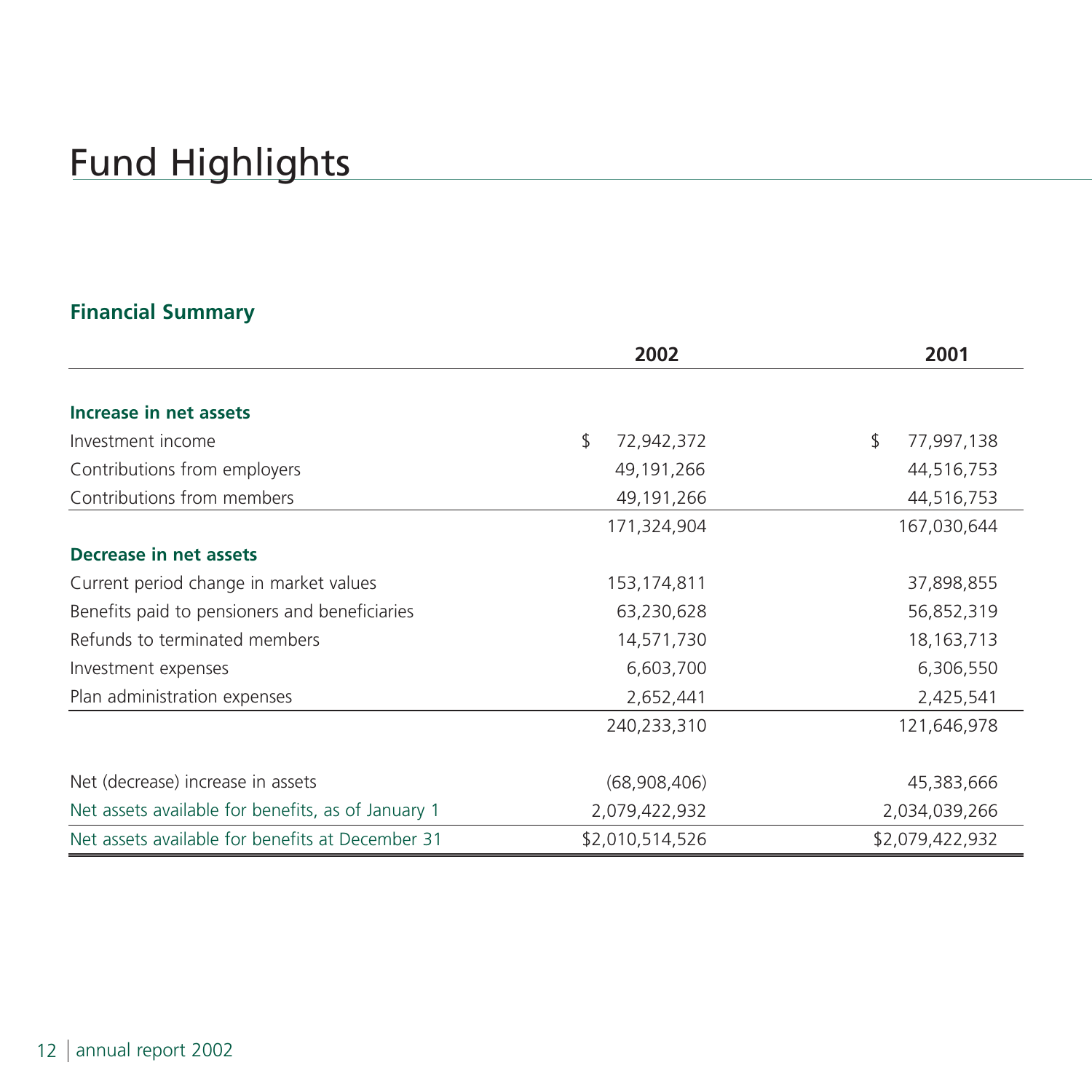# Fund Highlights

## Financial Summary

| | 2002 | 2001 |
|---|---|---|
| **Increase in net assets** | | |
| Investment income | $ 72,942,372 | $ 77,997,138 |
| Contributions from employers | 49,191,266 | 44,516,753 |
| Contributions from members | 49,191,266 | 44,516,753 |
| | 171,324,904 | 167,030,644 |
| **Decrease in net assets** | | |
| Current period change in market values | 153,174,811 | 37,898,855 |
| Benefits paid to pensioners and beneficiaries | 63,230,628 | 56,852,319 |
| Refunds to terminated members | 14,571,730 | 18,163,713 |
| Investment expenses | 6,603,700 | 6,306,550 |
| Plan administration expenses | 2,652,441 | 2,425,541 |
| | 240,233,310 | 121,646,978 |
| Net (decrease) increase in assets | (68,908,406) | 45,383,666 |
| Net assets available for benefits, as of January 1 | 2,079,422,932 | 2,034,039,266 |
| Net assets available for benefits at December 31 | $2,010,514,526 | $2,079,422,932 |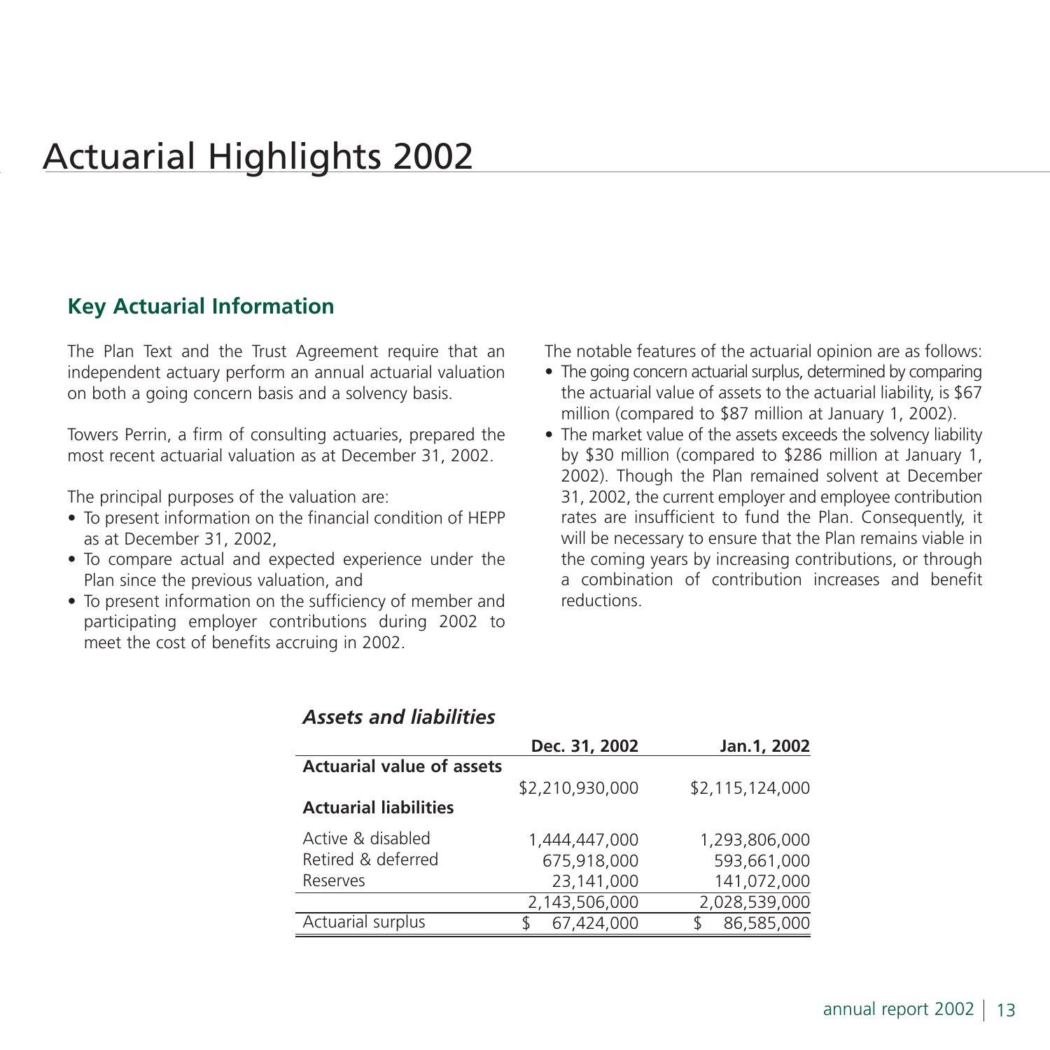# Actuarial Highlights 2002

## Key Actuarial Information

The Plan Text and the Trust Agreement require that an independent actuary perform an annual actuarial valuation on both a going concern basis and a solvency basis.

Towers Perrin, a firm of consulting actuaries, prepared the most recent actuarial valuation as at December 31, 2002.

The principal purposes of the valuation are:

- To present information on the financial condition of HEPP as at December 31, 2002,
- To compare actual and expected experience under the Plan since the previous valuation, and
- To present information on the sufficiency of member and participating employer contributions during 2002 to meet the cost of benefits accruing in 2002.

The notable features of the actuarial opinion are as follows:

- The going concern actuarial surplus, determined by comparing the actuarial value of assets to the actuarial liability, is $67 million (compared to $87 million at January 1, 2002).
- The market value of the assets exceeds the solvency liability by $30 million (compared to $286 million at January 1, 2002). Though the Plan remained solvent at December 31, 2002, the current employer and employee contribution rates are insufficient to fund the Plan. Consequently, it will be necessary to ensure that the Plan remains viable in the coming years by increasing contributions, or through a combination of contribution increases and benefit reductions.

### *Assets and liabilities*

| | Dec. 31, 2002 | Jan.1, 2002 |
|---|---|---|
| **Actuarial value of assets** | | |
| | $2,210,930,000 | $2,115,124,000 |
| **Actuarial liabilities** | | |
| Active & disabled | 1,444,447,000 | 1,293,806,000 |
| Retired & deferred | 675,918,000 | 593,661,000 |
| Reserves | 23,141,000 | 141,072,000 |
| | 2,143,506,000 | 2,028,539,000 |
| Actuarial surplus | $ 67,424,000 | $ 86,585,000 |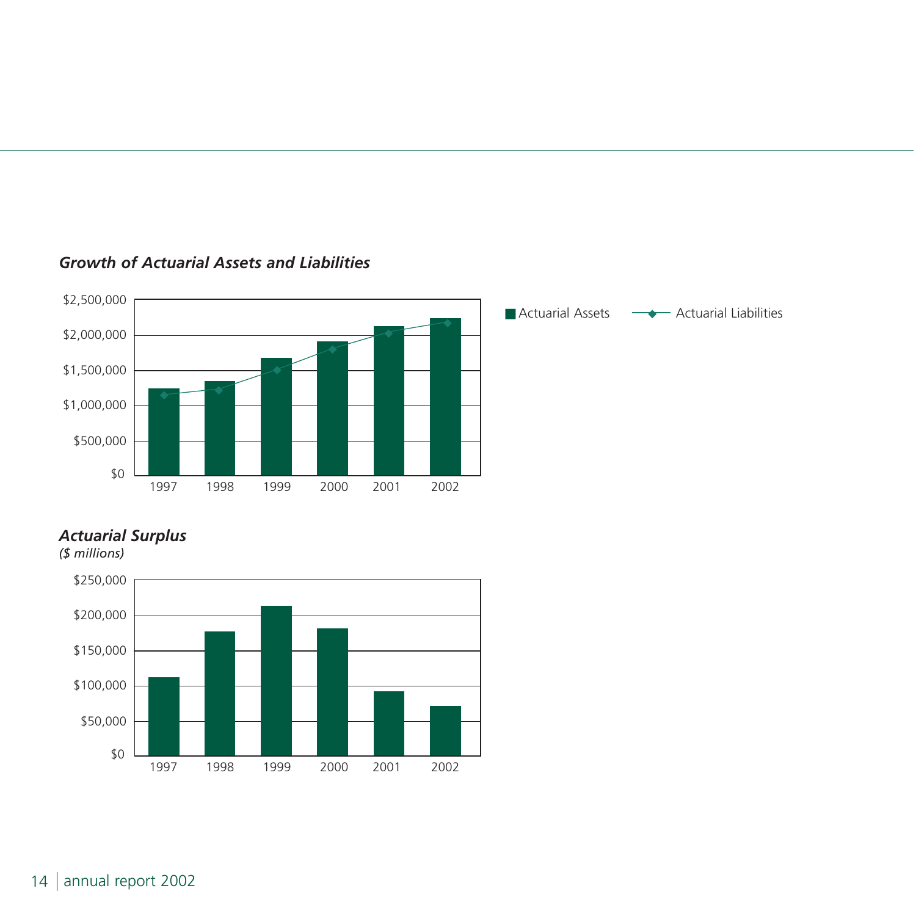### *Growth of Actuarial Assets and Liabilities*

■ Actuarial Assets —◆— Actuarial Liabilities

$2,500,000
$2,000,000
$1,500,000
$1,000,000
$500,000
$0

1997 1998 1999 2000 2001 2002

### *Actuarial Surplus*

*($ millions)*

$250,000
$200,000
$150,000
$100,000
$50,000
$0

1997 1998 1999 2000 2001 2002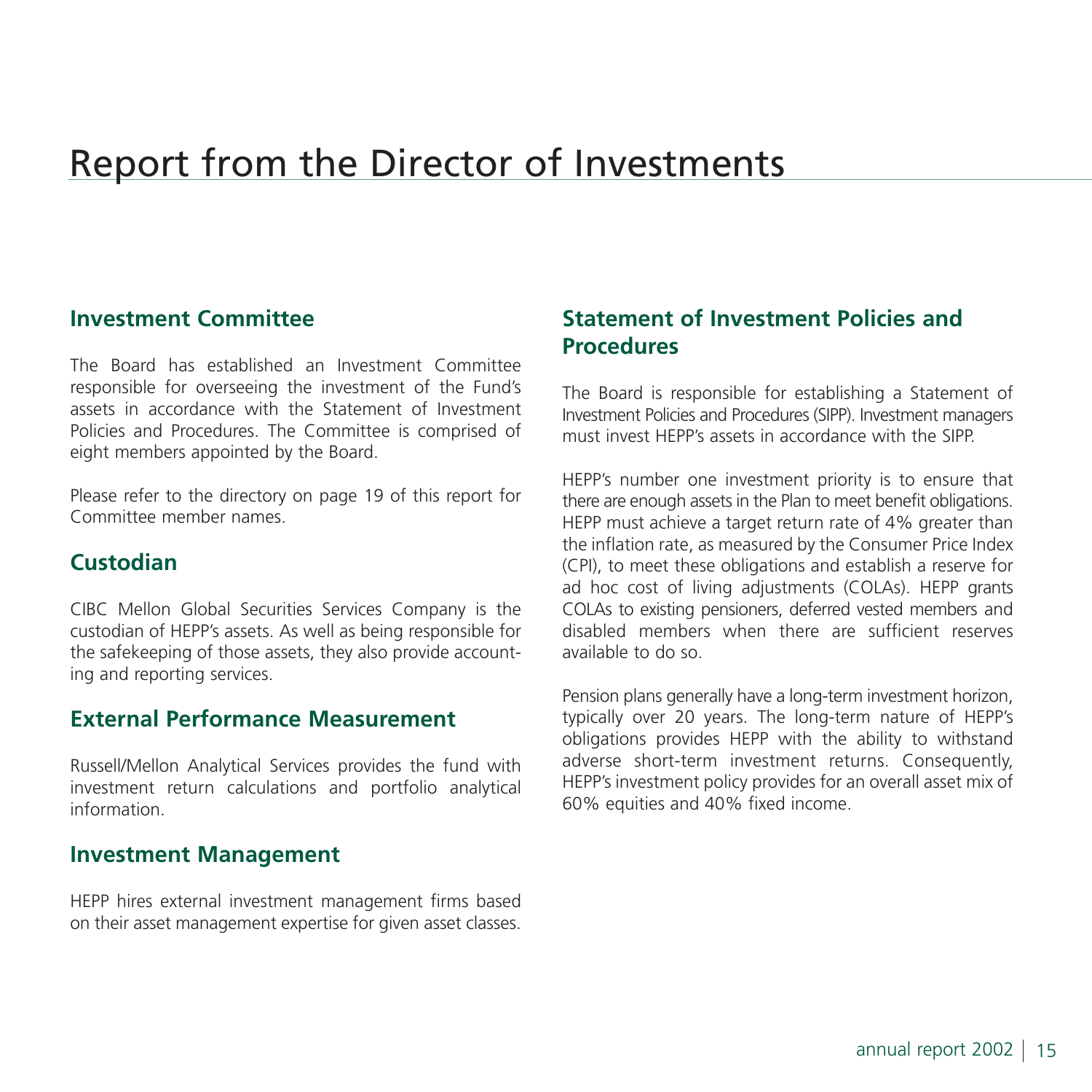# Report from the Director of Investments

## Investment Committee

The Board has established an Investment Committee responsible for overseeing the investment of the Fund's assets in accordance with the Statement of Investment Policies and Procedures. The Committee is comprised of eight members appointed by the Board.

Please refer to the directory on page 19 of this report for Committee member names.

## Custodian

CIBC Mellon Global Securities Services Company is the custodian of HEPP's assets. As well as being responsible for the safekeeping of those assets, they also provide accounting and reporting services.

## External Performance Measurement

Russell/Mellon Analytical Services provides the fund with investment return calculations and portfolio analytical information.

## Investment Management

HEPP hires external investment management firms based on their asset management expertise for given asset classes.

## Statement of Investment Policies and Procedures

The Board is responsible for establishing a Statement of Investment Policies and Procedures (SIPP). Investment managers must invest HEPP's assets in accordance with the SIPP.

HEPP's number one investment priority is to ensure that there are enough assets in the Plan to meet benefit obligations. HEPP must achieve a target return rate of 4% greater than the inflation rate, as measured by the Consumer Price Index (CPI), to meet these obligations and establish a reserve for ad hoc cost of living adjustments (COLAs). HEPP grants COLAs to existing pensioners, deferred vested members and disabled members when there are sufficient reserves available to do so.

Pension plans generally have a long-term investment horizon, typically over 20 years. The long-term nature of HEPP's obligations provides HEPP with the ability to withstand adverse short-term investment returns. Consequently, HEPP's investment policy provides for an overall asset mix of 60% equities and 40% fixed income.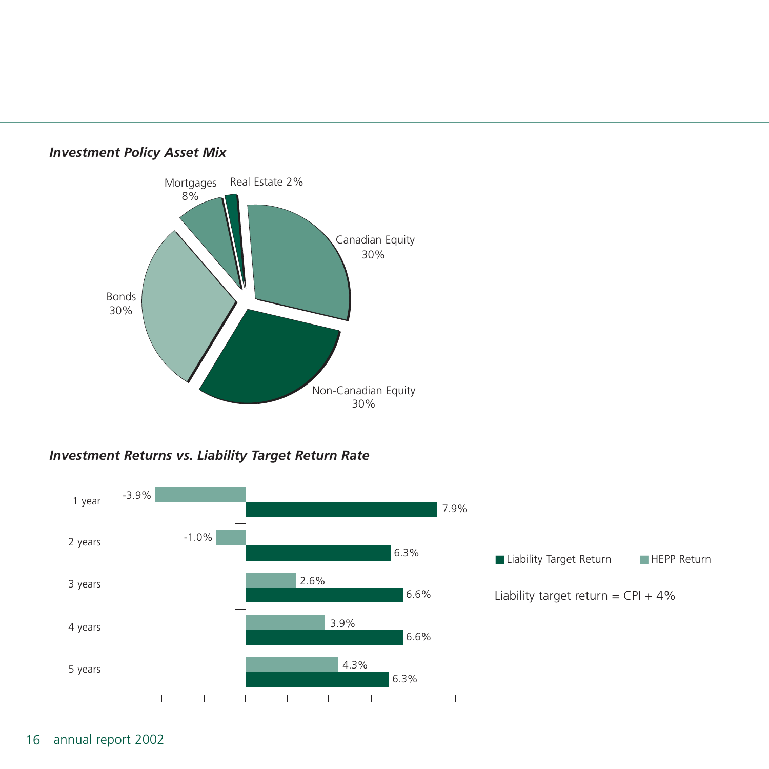### *Investment Policy Asset Mix*

| Asset Class | Allocation |
|---|---|
| Canadian Equity | 30% |
| Non-Canadian Equity | 30% |
| Bonds | 30% |
| Mortgages | 8% |
| Real Estate | 2% |

### *Investment Returns vs. Liability Target Return Rate*

| Period | HEPP Return | Liability Target Return |
|---|---|---|
| 1 year | -3.9% | 7.9% |
| 2 years | -1.0% | 6.3% |
| 3 years | 2.6% | 6.6% |
| 4 years | 3.9% | 6.6% |
| 5 years | 4.3% | 6.3% |

Liability target return = CPI + 4%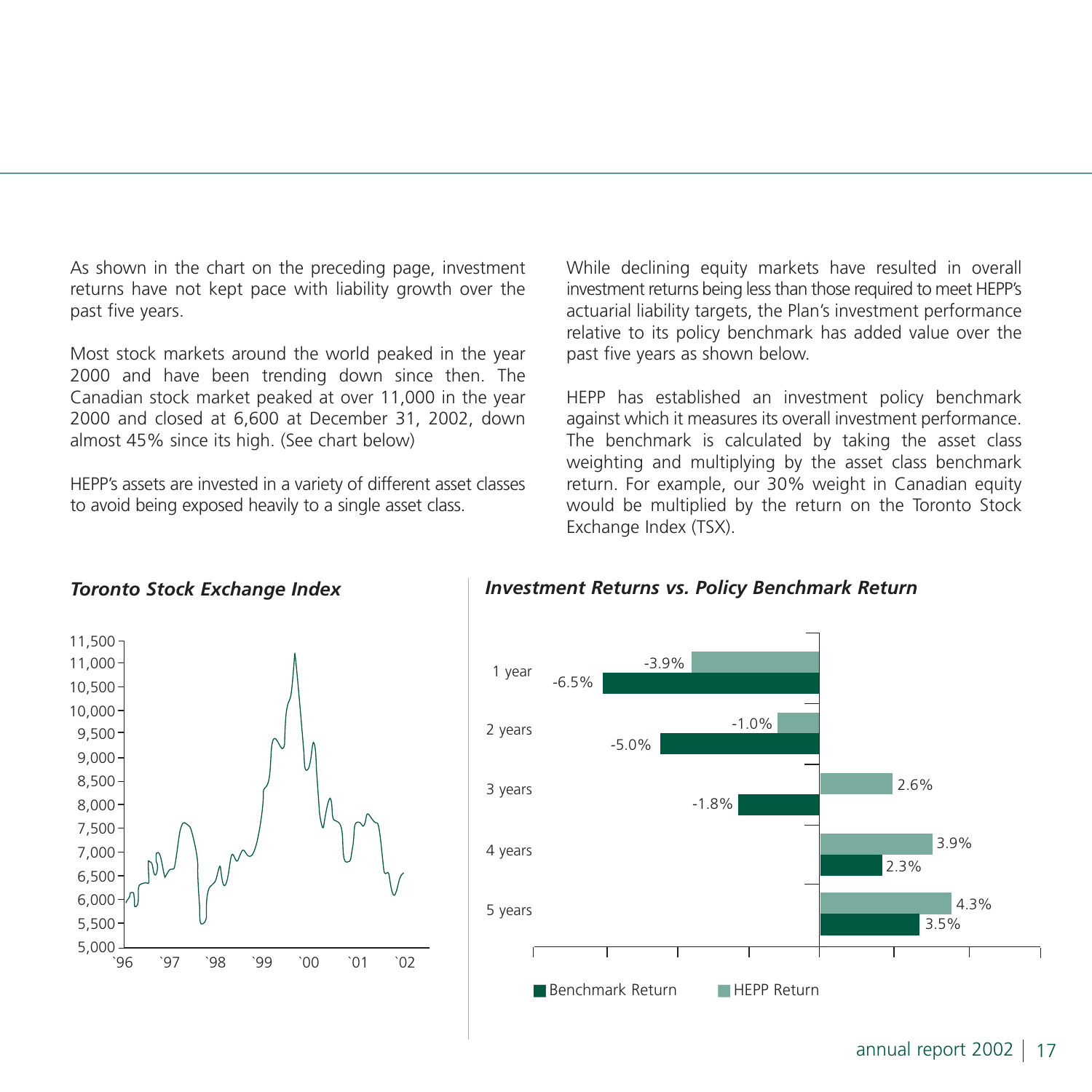As shown in the chart on the preceding page, investment returns have not kept pace with liability growth over the past five years.

Most stock markets around the world peaked in the year 2000 and have been trending down since then. The Canadian stock market peaked at over 11,000 in the year 2000 and closed at 6,600 at December 31, 2002, down almost 45% since its high. (See chart below)

HEPP's assets are invested in a variety of different asset classes to avoid being exposed heavily to a single asset class.

While declining equity markets have resulted in overall investment returns being less than those required to meet HEPP's actuarial liability targets, the Plan's investment performance relative to its policy benchmark has added value over the past five years as shown below.

HEPP has established an investment policy benchmark against which it measures its overall investment performance. The benchmark is calculated by taking the asset class weighting and multiplying by the asset class benchmark return. For example, our 30% weight in Canadian equity would be multiplied by the return on the Toronto Stock Exchange Index (TSX).

***Toronto Stock Exchange Index***

***Investment Returns vs. Policy Benchmark Return***

| Period | Benchmark Return | HEPP Return |
|---|---|---|
| 1 year | -6.5% | -3.9% |
| 2 years | -5.0% | -1.0% |
| 3 years | -1.8% | 2.6% |
| 4 years | 2.3% | 3.9% |
| 5 years | 3.5% | 4.3% |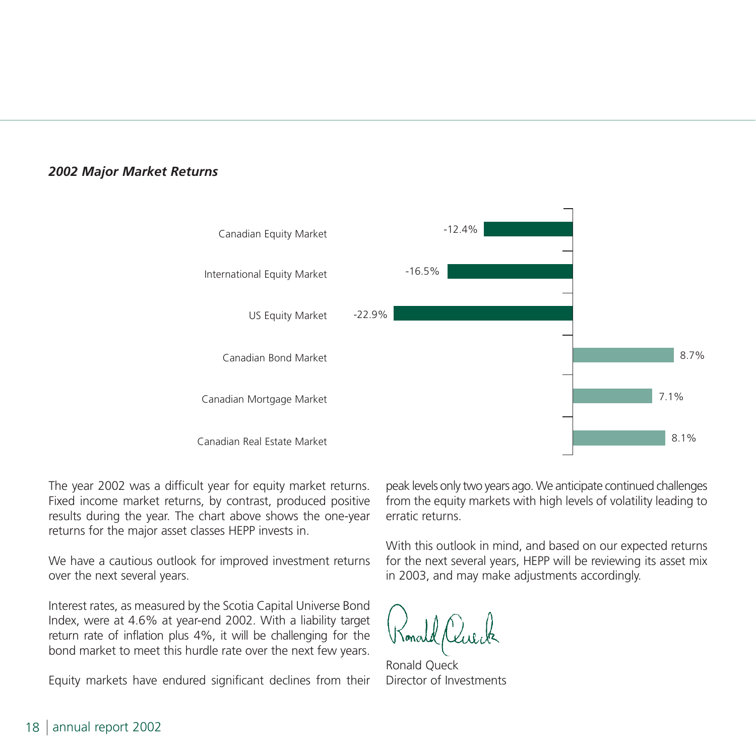### *2002 Major Market Returns*

| Market | Return |
|---|---|
| Canadian Equity Market | -12.4% |
| International Equity Market | -16.5% |
| US Equity Market | -22.9% |
| Canadian Bond Market | 8.7% |
| Canadian Mortgage Market | 7.1% |
| Canadian Real Estate Market | 8.1% |

The year 2002 was a difficult year for equity market returns. Fixed income market returns, by contrast, produced positive results during the year. The chart above shows the one-year returns for the major asset classes HEPP invests in.

We have a cautious outlook for improved investment returns over the next several years.

Interest rates, as measured by the Scotia Capital Universe Bond Index, were at 4.6% at year-end 2002. With a liability target return rate of inflation plus 4%, it will be challenging for the bond market to meet this hurdle rate over the next few years.

Equity markets have endured significant declines from their peak levels only two years ago. We anticipate continued challenges from the equity markets with high levels of volatility leading to erratic returns.

With this outlook in mind, and based on our expected returns for the next several years, HEPP will be reviewing its asset mix in 2003, and may make adjustments accordingly.

Ronald Queck
Director of Investments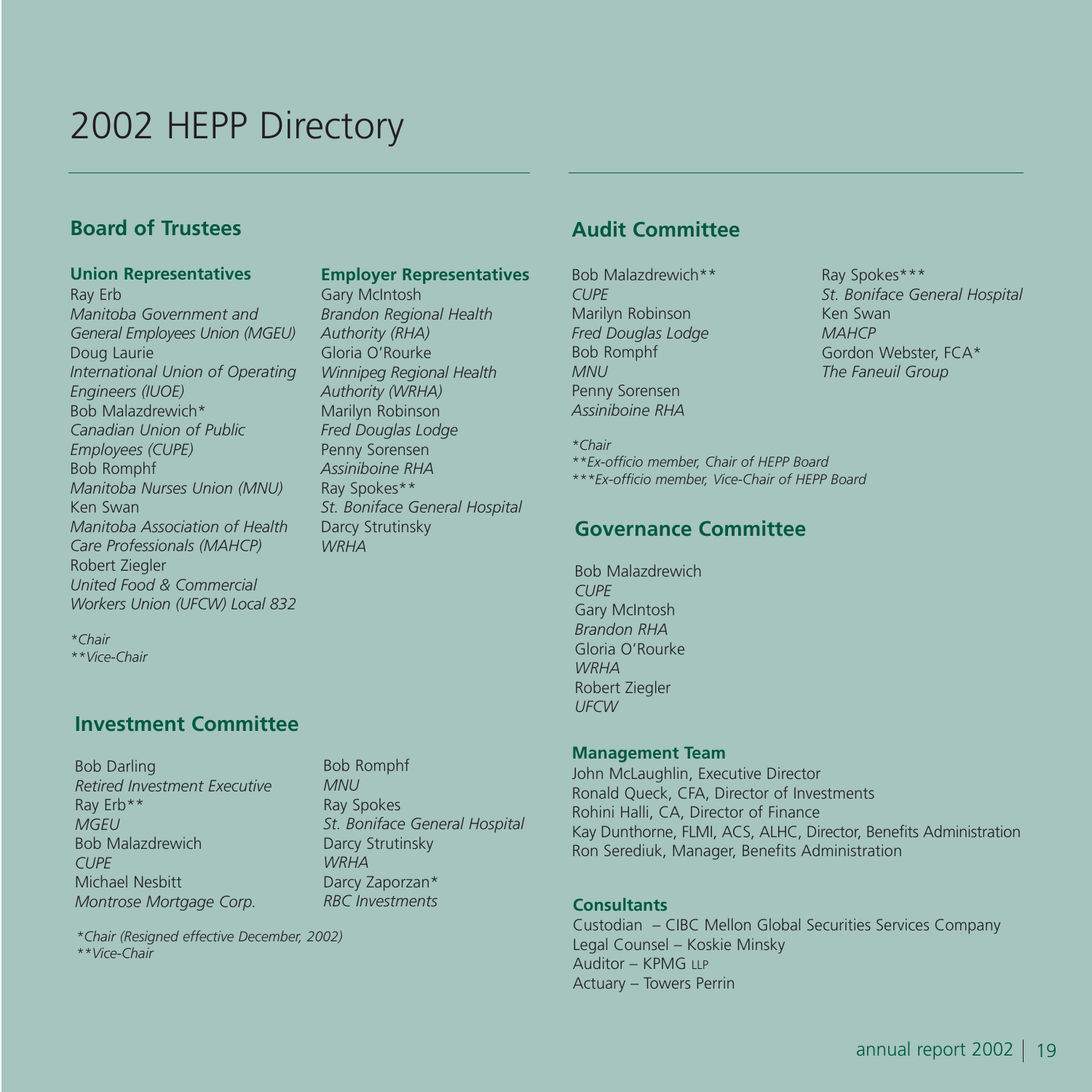# 2002 HEPP Directory

## Board of Trustees

### Union Representatives

Ray Erb
*Manitoba Government and General Employees Union (MGEU)*
Doug Laurie
*International Union of Operating Engineers (IUOE)*
Bob Malazdrewich*
*Canadian Union of Public Employees (CUPE)*
Bob Romphf
*Manitoba Nurses Union (MNU)*
Ken Swan
*Manitoba Association of Health Care Professionals (MAHCP)*
Robert Ziegler
*United Food & Commercial Workers Union (UFCW) Local 832*

### Employer Representatives

Gary McIntosh
*Brandon Regional Health Authority (RHA)*
Gloria O'Rourke
*Winnipeg Regional Health Authority (WRHA)*
Marilyn Robinson
*Fred Douglas Lodge*
Penny Sorensen
*Assiniboine RHA*
Ray Spokes**
*St. Boniface General Hospital*
Darcy Strutinsky
*WRHA*

*\*Chair*
*\*\*Vice-Chair*

## Investment Committee

Bob Darling
*Retired Investment Executive*
Ray Erb**
*MGEU*
Bob Malazdrewich
*CUPE*
Michael Nesbitt
*Montrose Mortgage Corp.*
Bob Romphf
*MNU*
Ray Spokes
*St. Boniface General Hospital*
Darcy Strutinsky
*WRHA*
Darcy Zaporzan*
*RBC Investments*

*\*Chair (Resigned effective December, 2002)*
*\*\*Vice-Chair*

## Audit Committee

Bob Malazdrewich**
*CUPE*
Marilyn Robinson
*Fred Douglas Lodge*
Bob Romphf
*MNU*
Penny Sorensen
*Assiniboine RHA*
Ray Spokes***
*St. Boniface General Hospital*
Ken Swan
*MAHCP*
Gordon Webster, FCA*
*The Faneuil Group*

*\*Chair*
*\*\*Ex-officio member, Chair of HEPP Board*
*\*\*\*Ex-officio member, Vice-Chair of HEPP Board*

## Governance Committee

Bob Malazdrewich
*CUPE*
Gary McIntosh
*Brandon RHA*
Gloria O'Rourke
*WRHA*
Robert Ziegler
*UFCW*

### Management Team

John McLaughlin, Executive Director
Ronald Queck, CFA, Director of Investments
Rohini Halli, CA, Director of Finance
Kay Dunthorne, FLMI, ACS, ALHC, Director, Benefits Administration
Ron Serediuk, Manager, Benefits Administration

### Consultants

Custodian – CIBC Mellon Global Securities Services Company
Legal Counsel – Koskie Minsky
Auditor – KPMG LLP
Actuary – Towers Perrin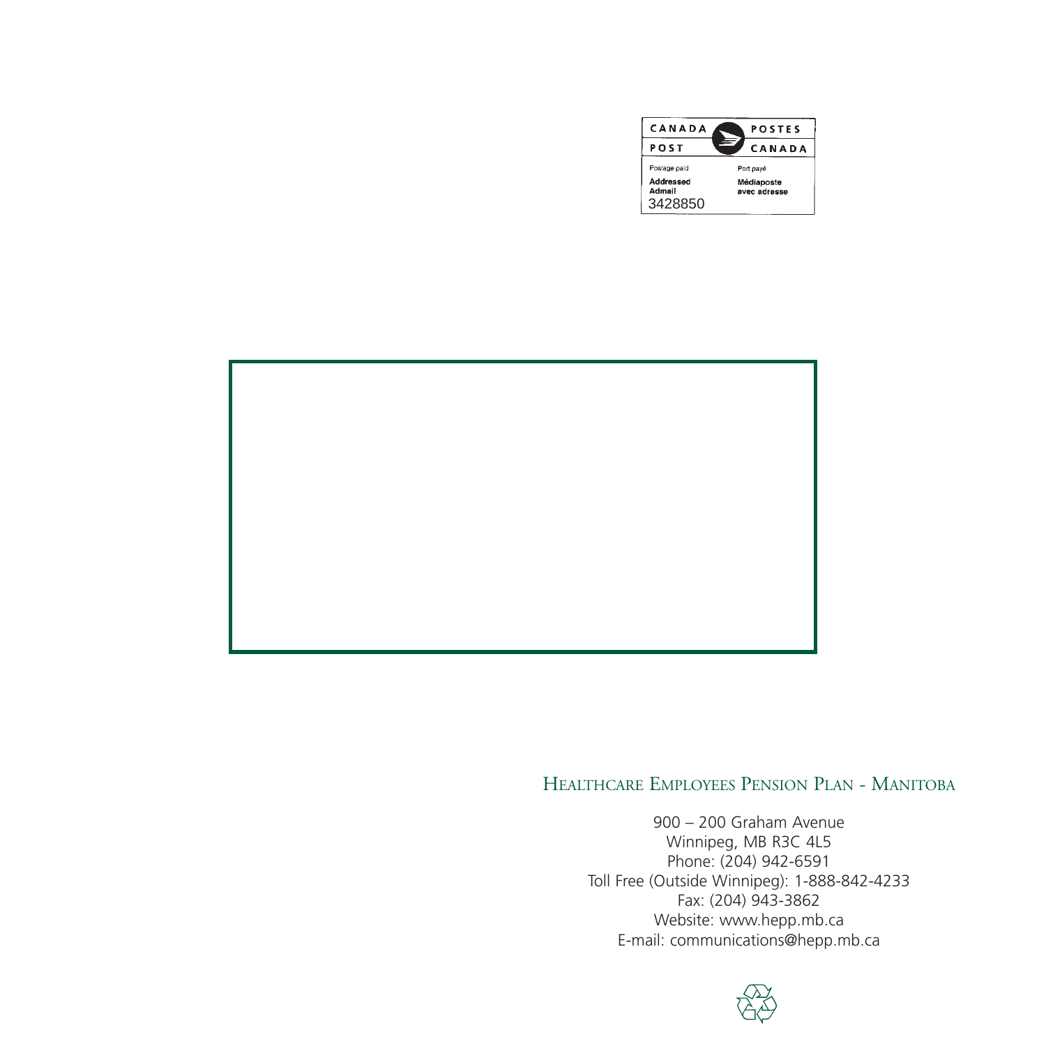CANADA POST / POSTES CANADA

Postage paid / Port payé

Addressed Admail / Médiaposte avec adresse

3428850

## Healthcare Employees Pension Plan - Manitoba

900 – 200 Graham Avenue
Winnipeg, MB R3C 4L5
Phone: (204) 942-6591
Toll Free (Outside Winnipeg): 1-888-842-4233
Fax: (204) 943-3862
Website: www.hepp.mb.ca
E-mail: communications@hepp.mb.ca